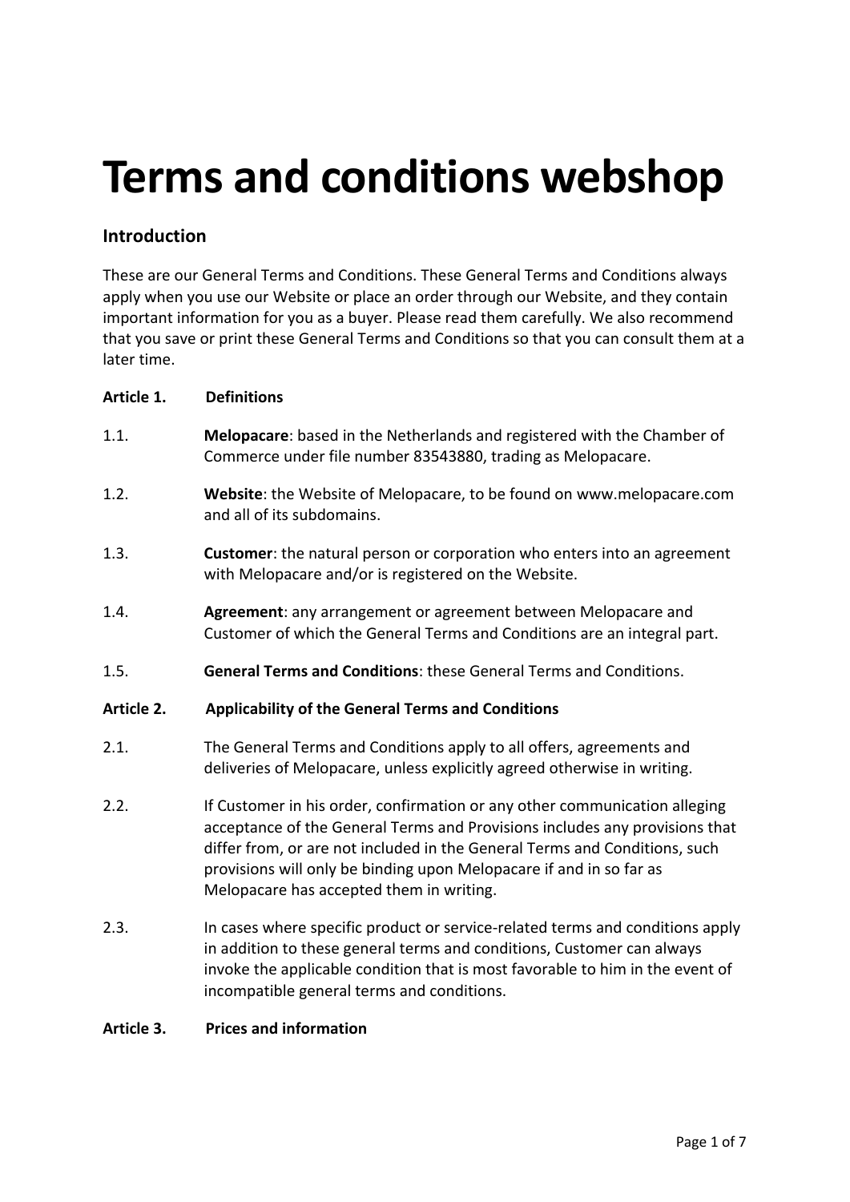# Terms and conditions webshop

## Introduction

These are our General Terms and Conditions. These General Terms and Conditions always apply when you use our Website or place an order through our Website, and they contain important information for you as a buyer. Please read them carefully. We also recommend that you save or print these General Terms and Conditions so that you can consult them at a later time.

**Article 1. Definitions**

1.1. **Melopacare**: based in the Netherlands and registered with the Chamber of Commerce under file number 83543880, trading as Melopacare.

1.2. **Website**: the Website of Melopacare, to be found on www.melopacare.com and all of its subdomains.

1.3. **Customer**: the natural person or corporation who enters into an agreement with Melopacare and/or is registered on the Website.

1.4. **Agreement**: any arrangement or agreement between Melopacare and Customer of which the General Terms and Conditions are an integral part.

1.5. **General Terms and Conditions**: these General Terms and Conditions.

**Article 2. Applicability of the General Terms and Conditions**

2.1. The General Terms and Conditions apply to all offers, agreements and deliveries of Melopacare, unless explicitly agreed otherwise in writing.

2.2. If Customer in his order, confirmation or any other communication alleging acceptance of the General Terms and Provisions includes any provisions that differ from, or are not included in the General Terms and Conditions, such provisions will only be binding upon Melopacare if and in so far as Melopacare has accepted them in writing.

2.3. In cases where specific product or service-related terms and conditions apply in addition to these general terms and conditions, Customer can always invoke the applicable condition that is most favorable to him in the event of incompatible general terms and conditions.

**Article 3. Prices and information**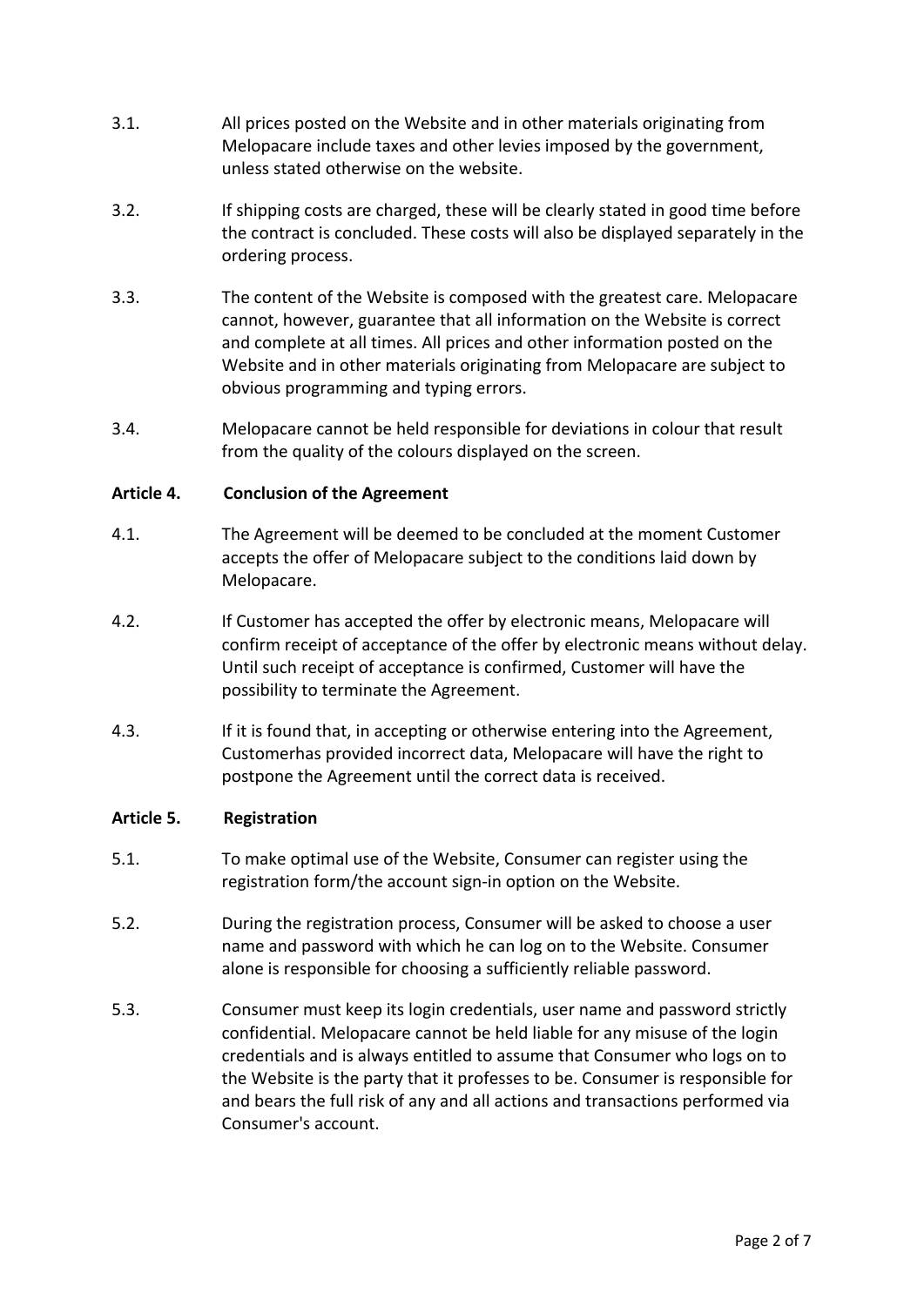3.1. All prices posted on the Website and in other materials originating from Melopacare include taxes and other levies imposed by the government, unless stated otherwise on the website.

3.2. If shipping costs are charged, these will be clearly stated in good time before the contract is concluded. These costs will also be displayed separately in the ordering process.

3.3. The content of the Website is composed with the greatest care. Melopacare cannot, however, guarantee that all information on the Website is correct and complete at all times. All prices and other information posted on the Website and in other materials originating from Melopacare are subject to obvious programming and typing errors.

3.4. Melopacare cannot be held responsible for deviations in colour that result from the quality of the colours displayed on the screen.

**Article 4. Conclusion of the Agreement**

4.1. The Agreement will be deemed to be concluded at the moment Customer accepts the offer of Melopacare subject to the conditions laid down by Melopacare.

4.2. If Customer has accepted the offer by electronic means, Melopacare will confirm receipt of acceptance of the offer by electronic means without delay. Until such receipt of acceptance is confirmed, Customer will have the possibility to terminate the Agreement.

4.3. If it is found that, in accepting or otherwise entering into the Agreement, Customerhas provided incorrect data, Melopacare will have the right to postpone the Agreement until the correct data is received.

**Article 5. Registration**

5.1. To make optimal use of the Website, Consumer can register using the registration form/the account sign-in option on the Website.

5.2. During the registration process, Consumer will be asked to choose a user name and password with which he can log on to the Website. Consumer alone is responsible for choosing a sufficiently reliable password.

5.3. Consumer must keep its login credentials, user name and password strictly confidential. Melopacare cannot be held liable for any misuse of the login credentials and is always entitled to assume that Consumer who logs on to the Website is the party that it professes to be. Consumer is responsible for and bears the full risk of any and all actions and transactions performed via Consumer's account.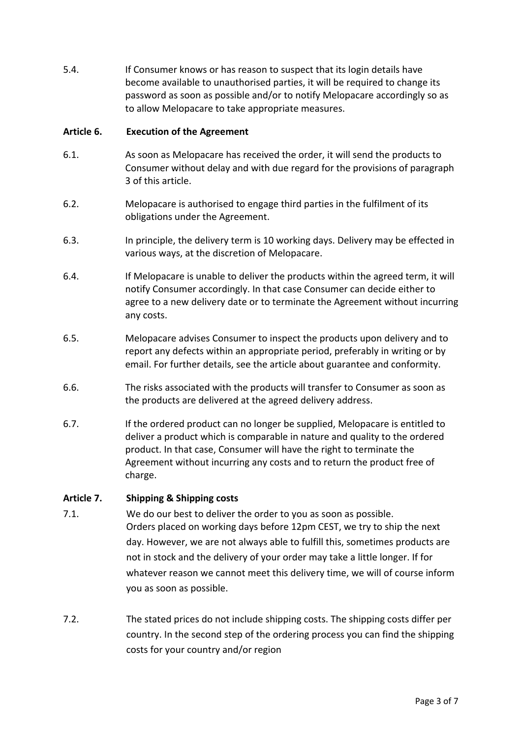5.4. If Consumer knows or has reason to suspect that its login details have become available to unauthorised parties, it will be required to change its password as soon as possible and/or to notify Melopacare accordingly so as to allow Melopacare to take appropriate measures.

## Article 6. Execution of the Agreement

6.1. As soon as Melopacare has received the order, it will send the products to Consumer without delay and with due regard for the provisions of paragraph 3 of this article.

6.2. Melopacare is authorised to engage third parties in the fulfilment of its obligations under the Agreement.

6.3. In principle, the delivery term is 10 working days. Delivery may be effected in various ways, at the discretion of Melopacare.

6.4. If Melopacare is unable to deliver the products within the agreed term, it will notify Consumer accordingly. In that case Consumer can decide either to agree to a new delivery date or to terminate the Agreement without incurring any costs.

6.5. Melopacare advises Consumer to inspect the products upon delivery and to report any defects within an appropriate period, preferably in writing or by email. For further details, see the article about guarantee and conformity.

6.6. The risks associated with the products will transfer to Consumer as soon as the products are delivered at the agreed delivery address.

6.7. If the ordered product can no longer be supplied, Melopacare is entitled to deliver a product which is comparable in nature and quality to the ordered product. In that case, Consumer will have the right to terminate the Agreement without incurring any costs and to return the product free of charge.

## Article 7. Shipping & Shipping costs

7.1. We do our best to deliver the order to you as soon as possible. Orders placed on working days before 12pm CEST, we try to ship the next day. However, we are not always able to fulfill this, sometimes products are not in stock and the delivery of your order may take a little longer. If for whatever reason we cannot meet this delivery time, we will of course inform you as soon as possible.

7.2. The stated prices do not include shipping costs. The shipping costs differ per country. In the second step of the ordering process you can find the shipping costs for your country and/or region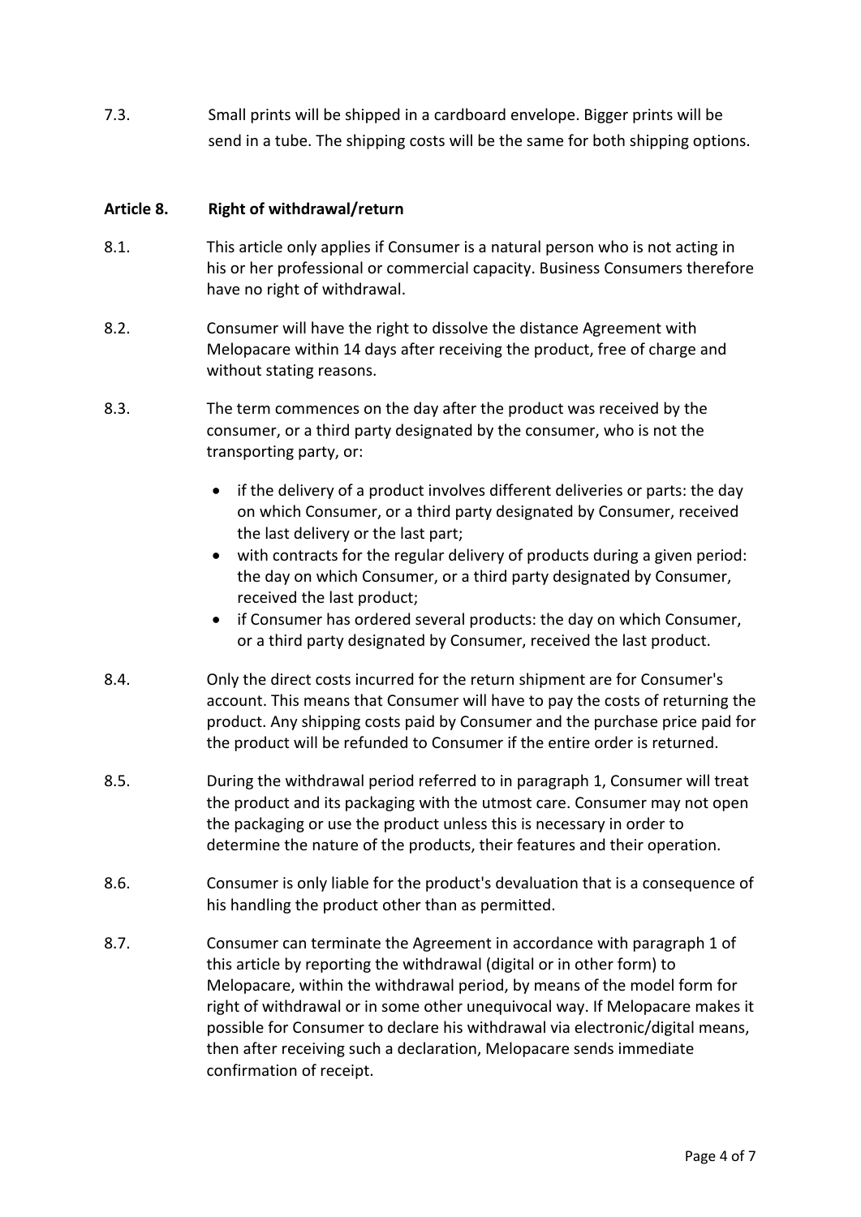7.3. Small prints will be shipped in a cardboard envelope. Bigger prints will be send in a tube. The shipping costs will be the same for both shipping options.

**Article 8. Right of withdrawal/return**

8.1. This article only applies if Consumer is a natural person who is not acting in his or her professional or commercial capacity. Business Consumers therefore have no right of withdrawal.

8.2. Consumer will have the right to dissolve the distance Agreement with Melopacare within 14 days after receiving the product, free of charge and without stating reasons.

8.3. The term commences on the day after the product was received by the consumer, or a third party designated by the consumer, who is not the transporting party, or:

- if the delivery of a product involves different deliveries or parts: the day on which Consumer, or a third party designated by Consumer, received the last delivery or the last part;
- with contracts for the regular delivery of products during a given period: the day on which Consumer, or a third party designated by Consumer, received the last product;
- if Consumer has ordered several products: the day on which Consumer, or a third party designated by Consumer, received the last product.

8.4. Only the direct costs incurred for the return shipment are for Consumer's account. This means that Consumer will have to pay the costs of returning the product. Any shipping costs paid by Consumer and the purchase price paid for the product will be refunded to Consumer if the entire order is returned.

8.5. During the withdrawal period referred to in paragraph 1, Consumer will treat the product and its packaging with the utmost care. Consumer may not open the packaging or use the product unless this is necessary in order to determine the nature of the products, their features and their operation.

8.6. Consumer is only liable for the product's devaluation that is a consequence of his handling the product other than as permitted.

8.7. Consumer can terminate the Agreement in accordance with paragraph 1 of this article by reporting the withdrawal (digital or in other form) to Melopacare, within the withdrawal period, by means of the model form for right of withdrawal or in some other unequivocal way. If Melopacare makes it possible for Consumer to declare his withdrawal via electronic/digital means, then after receiving such a declaration, Melopacare sends immediate confirmation of receipt.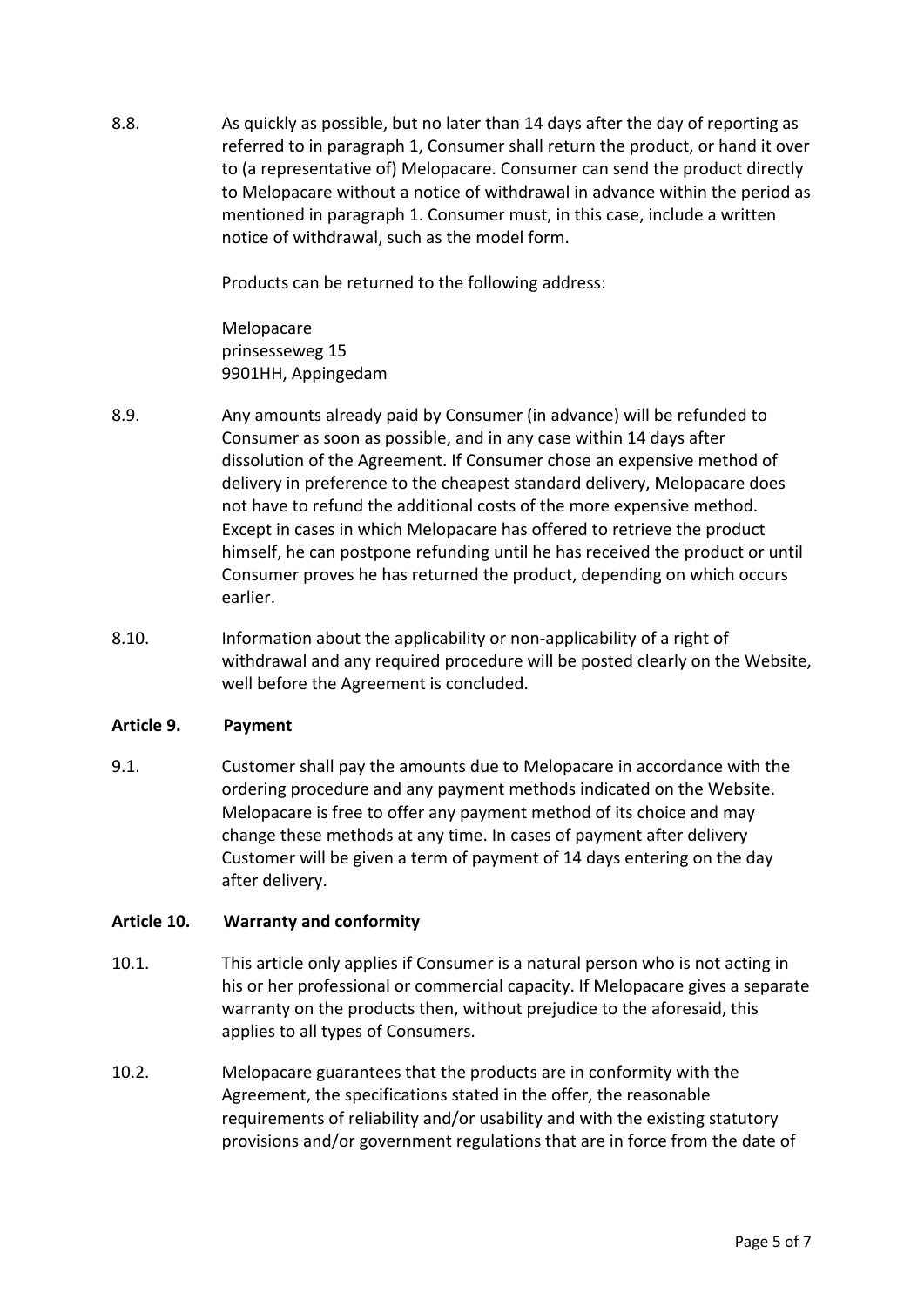8.8. As quickly as possible, but no later than 14 days after the day of reporting as referred to in paragraph 1, Consumer shall return the product, or hand it over to (a representative of) Melopacare. Consumer can send the product directly to Melopacare without a notice of withdrawal in advance within the period as mentioned in paragraph 1. Consumer must, in this case, include a written notice of withdrawal, such as the model form.

Products can be returned to the following address:

Melopacare
prinsesseweg 15
9901HH, Appingedam

8.9. Any amounts already paid by Consumer (in advance) will be refunded to Consumer as soon as possible, and in any case within 14 days after dissolution of the Agreement. If Consumer chose an expensive method of delivery in preference to the cheapest standard delivery, Melopacare does not have to refund the additional costs of the more expensive method. Except in cases in which Melopacare has offered to retrieve the product himself, he can postpone refunding until he has received the product or until Consumer proves he has returned the product, depending on which occurs earlier.

8.10. Information about the applicability or non-applicability of a right of withdrawal and any required procedure will be posted clearly on the Website, well before the Agreement is concluded.

## Article 9. Payment

9.1. Customer shall pay the amounts due to Melopacare in accordance with the ordering procedure and any payment methods indicated on the Website. Melopacare is free to offer any payment method of its choice and may change these methods at any time. In cases of payment after delivery Customer will be given a term of payment of 14 days entering on the day after delivery.

## Article 10. Warranty and conformity

10.1. This article only applies if Consumer is a natural person who is not acting in his or her professional or commercial capacity. If Melopacare gives a separate warranty on the products then, without prejudice to the aforesaid, this applies to all types of Consumers.

10.2. Melopacare guarantees that the products are in conformity with the Agreement, the specifications stated in the offer, the reasonable requirements of reliability and/or usability and with the existing statutory provisions and/or government regulations that are in force from the date of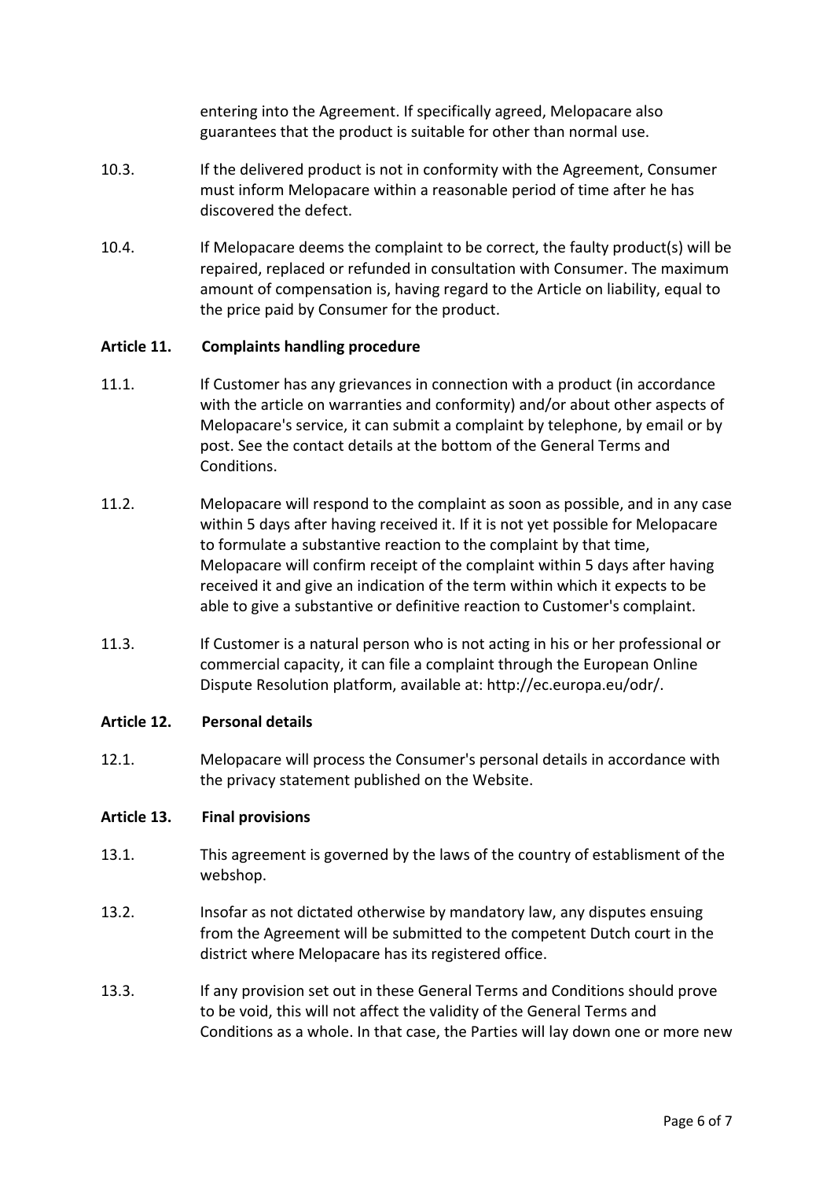entering into the Agreement. If specifically agreed, Melopacare also guarantees that the product is suitable for other than normal use.

10.3. If the delivered product is not in conformity with the Agreement, Consumer must inform Melopacare within a reasonable period of time after he has discovered the defect.

10.4. If Melopacare deems the complaint to be correct, the faulty product(s) will be repaired, replaced or refunded in consultation with Consumer. The maximum amount of compensation is, having regard to the Article on liability, equal to the price paid by Consumer for the product.

**Article 11. Complaints handling procedure**

11.1. If Customer has any grievances in connection with a product (in accordance with the article on warranties and conformity) and/or about other aspects of Melopacare's service, it can submit a complaint by telephone, by email or by post. See the contact details at the bottom of the General Terms and Conditions.

11.2. Melopacare will respond to the complaint as soon as possible, and in any case within 5 days after having received it. If it is not yet possible for Melopacare to formulate a substantive reaction to the complaint by that time, Melopacare will confirm receipt of the complaint within 5 days after having received it and give an indication of the term within which it expects to be able to give a substantive or definitive reaction to Customer's complaint.

11.3. If Customer is a natural person who is not acting in his or her professional or commercial capacity, it can file a complaint through the European Online Dispute Resolution platform, available at: http://ec.europa.eu/odr/.

**Article 12. Personal details**

12.1. Melopacare will process the Consumer's personal details in accordance with the privacy statement published on the Website.

**Article 13. Final provisions**

13.1. This agreement is governed by the laws of the country of establisment of the webshop.

13.2. Insofar as not dictated otherwise by mandatory law, any disputes ensuing from the Agreement will be submitted to the competent Dutch court in the district where Melopacare has its registered office.

13.3. If any provision set out in these General Terms and Conditions should prove to be void, this will not affect the validity of the General Terms and Conditions as a whole. In that case, the Parties will lay down one or more new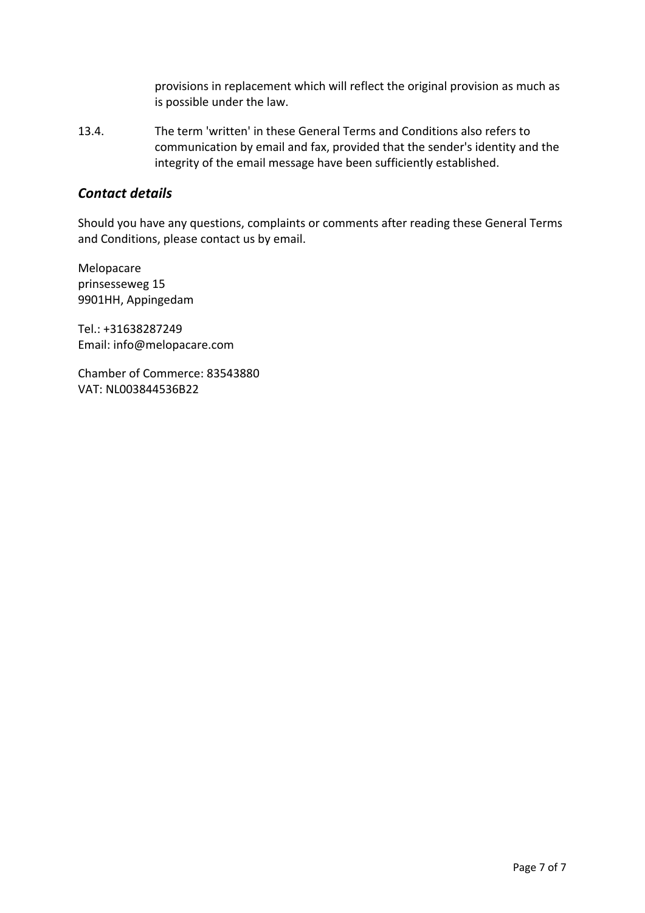provisions in replacement which will reflect the original provision as much as is possible under the law.

13.4. The term 'written' in these General Terms and Conditions also refers to communication by email and fax, provided that the sender's identity and the integrity of the email message have been sufficiently established.

## *Contact details*

Should you have any questions, complaints or comments after reading these General Terms and Conditions, please contact us by email.

Melopacare
prinsesseweg 15
9901HH, Appingedam

Tel.: +31638287249
Email: info@melopacare.com

Chamber of Commerce: 83543880
VAT: NL003844536B22